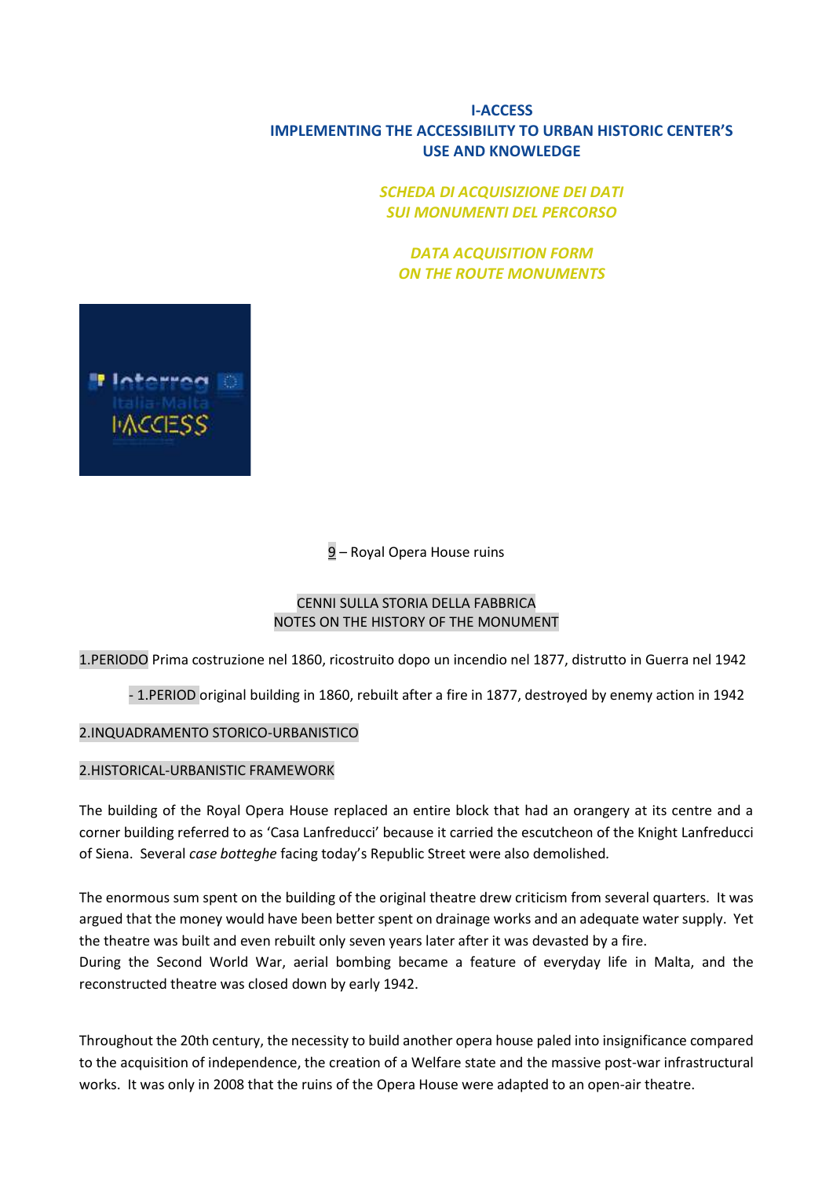# I-ACCESS
## IMPLEMENTING THE ACCESSIBILITY TO URBAN HISTORIC CENTER'S USE AND KNOWLEDGE

*SCHEDA DI ACQUISIZIONE DEI DATI SUI MONUMENTI DEL PERCORSO*

*DATA ACQUISITION FORM ON THE ROUTE MONUMENTS*

9 – Royal Opera House ruins

### CENNI SULLA STORIA DELLA FABBRICA
### NOTES ON THE HISTORY OF THE MONUMENT

1.PERIODO Prima costruzione nel 1860, ricostruito dopo un incendio nel 1877, distrutto in Guerra nel 1942

- 1.PERIOD original building in 1860, rebuilt after a fire in 1877, destroyed by enemy action in 1942

2.INQUADRAMENTO STORICO-URBANISTICO

2.HISTORICAL-URBANISTIC FRAMEWORK

The building of the Royal Opera House replaced an entire block that had an orangery at its centre and a corner building referred to as 'Casa Lanfreducci' because it carried the escutcheon of the Knight Lanfreducci of Siena. Several *case botteghe* facing today's Republic Street were also demolished.

The enormous sum spent on the building of the original theatre drew criticism from several quarters. It was argued that the money would have been better spent on drainage works and an adequate water supply. Yet the theatre was built and even rebuilt only seven years later after it was devasted by a fire.
During the Second World War, aerial bombing became a feature of everyday life in Malta, and the reconstructed theatre was closed down by early 1942.

Throughout the 20th century, the necessity to build another opera house paled into insignificance compared to the acquisition of independence, the creation of a Welfare state and the massive post-war infrastructural works. It was only in 2008 that the ruins of the Opera House were adapted to an open-air theatre.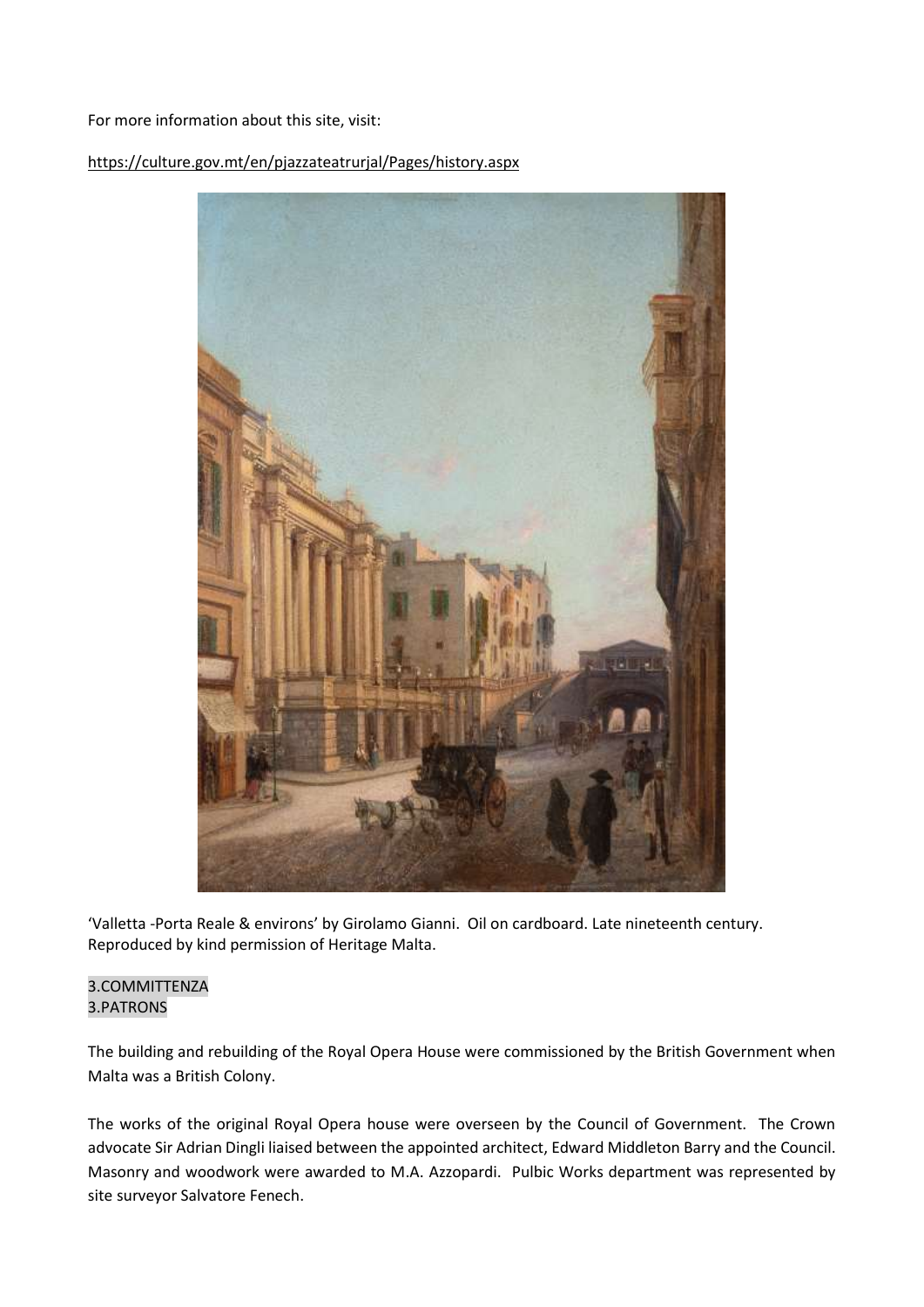For more information about this site, visit:

https://culture.gov.mt/en/pjazzateatrurjal/Pages/history.aspx

'Valletta -Porta Reale & environs' by Girolamo Gianni. Oil on cardboard. Late nineteenth century. Reproduced by kind permission of Heritage Malta.

## 3.COMMITTENZA
## 3.PATRONS

The building and rebuilding of the Royal Opera House were commissioned by the British Government when Malta was a British Colony.

The works of the original Royal Opera house were overseen by the Council of Government. The Crown advocate Sir Adrian Dingli liaised between the appointed architect, Edward Middleton Barry and the Council. Masonry and woodwork were awarded to M.A. Azzopardi. Pulbic Works department was represented by site surveyor Salvatore Fenech.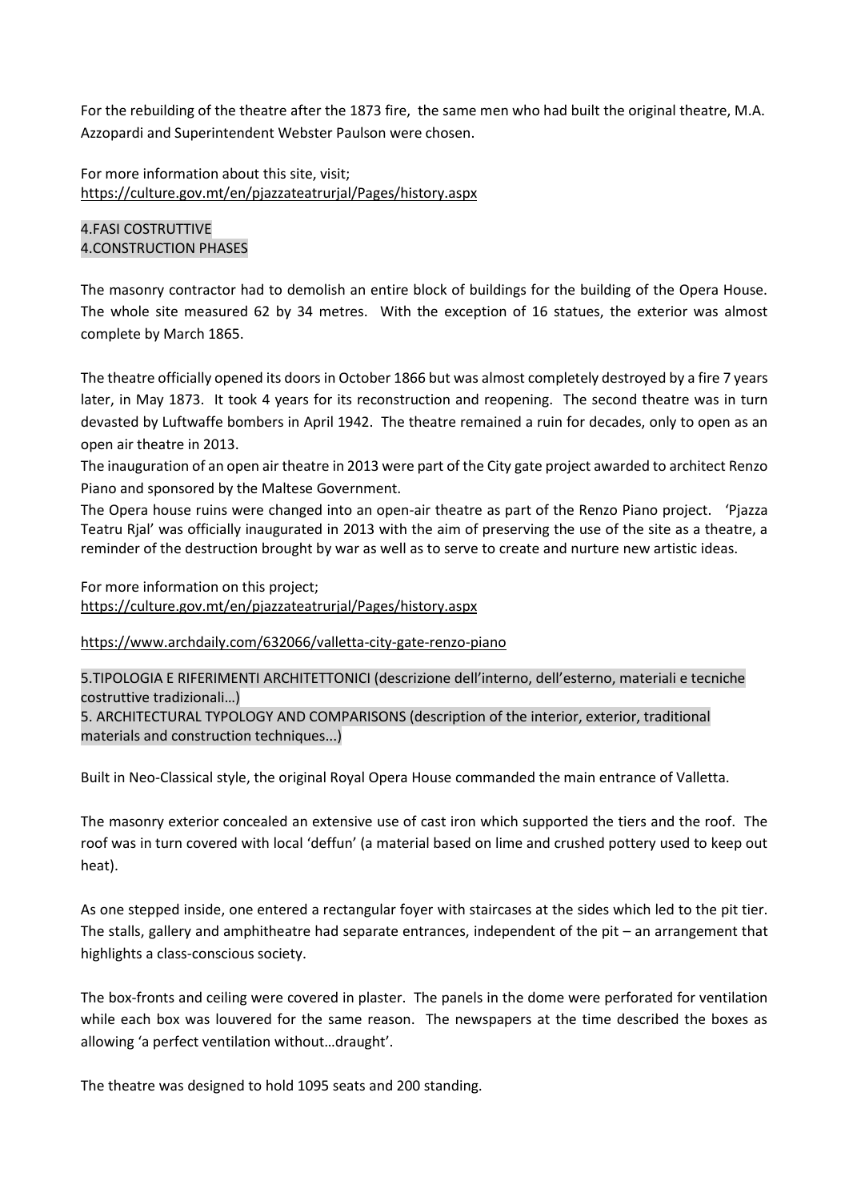For the rebuilding of the theatre after the 1873 fire, the same men who had built the original theatre, M.A. Azzopardi and Superintendent Webster Paulson were chosen.

For more information about this site, visit;
https://culture.gov.mt/en/pjazzateatrurjal/Pages/history.aspx

## 4.FASI COSTRUTTIVE
## 4.CONSTRUCTION PHASES

The masonry contractor had to demolish an entire block of buildings for the building of the Opera House. The whole site measured 62 by 34 metres. With the exception of 16 statues, the exterior was almost complete by March 1865.

The theatre officially opened its doors in October 1866 but was almost completely destroyed by a fire 7 years later, in May 1873. It took 4 years for its reconstruction and reopening. The second theatre was in turn devasted by Luftwaffe bombers in April 1942. The theatre remained a ruin for decades, only to open as an open air theatre in 2013.
The inauguration of an open air theatre in 2013 were part of the City gate project awarded to architect Renzo Piano and sponsored by the Maltese Government.
The Opera house ruins were changed into an open-air theatre as part of the Renzo Piano project. 'Pjazza Teatru Rjal' was officially inaugurated in 2013 with the aim of preserving the use of the site as a theatre, a reminder of the destruction brought by war as well as to serve to create and nurture new artistic ideas.

For more information on this project;
https://culture.gov.mt/en/pjazzateatrurjal/Pages/history.aspx

https://www.archdaily.com/632066/valletta-city-gate-renzo-piano

## 5.TIPOLOGIA E RIFERIMENTI ARCHITETTONICI (descrizione dell'interno, dell'esterno, materiali e tecniche costruttive tradizionali…)
## 5. ARCHITECTURAL TYPOLOGY AND COMPARISONS (description of the interior, exterior, traditional materials and construction techniques...)

Built in Neo-Classical style, the original Royal Opera House commanded the main entrance of Valletta.

The masonry exterior concealed an extensive use of cast iron which supported the tiers and the roof. The roof was in turn covered with local 'deffun' (a material based on lime and crushed pottery used to keep out heat).

As one stepped inside, one entered a rectangular foyer with staircases at the sides which led to the pit tier. The stalls, gallery and amphitheatre had separate entrances, independent of the pit – an arrangement that highlights a class-conscious society.

The box-fronts and ceiling were covered in plaster. The panels in the dome were perforated for ventilation while each box was louvered for the same reason. The newspapers at the time described the boxes as allowing 'a perfect ventilation without…draught'.

The theatre was designed to hold 1095 seats and 200 standing.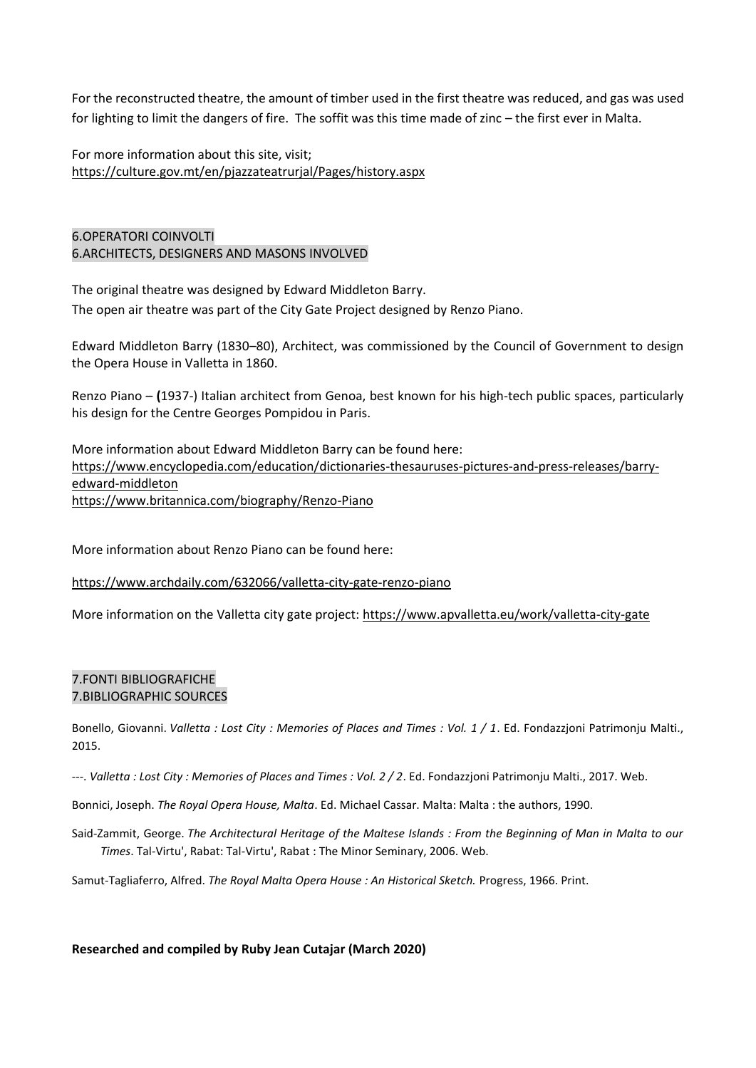For the reconstructed theatre, the amount of timber used in the first theatre was reduced, and gas was used for lighting to limit the dangers of fire. The soffit was this time made of zinc – the first ever in Malta.

For more information about this site, visit;
https://culture.gov.mt/en/pjazzateatrurjal/Pages/history.aspx

## 6.OPERATORI COINVOLTI
## 6.ARCHITECTS, DESIGNERS AND MASONS INVOLVED

The original theatre was designed by Edward Middleton Barry.
The open air theatre was part of the City Gate Project designed by Renzo Piano.

Edward Middleton Barry (1830–80), Architect, was commissioned by the Council of Government to design the Opera House in Valletta in 1860.

Renzo Piano – (1937-) Italian architect from Genoa, best known for his high-tech public spaces, particularly his design for the Centre Georges Pompidou in Paris.

More information about Edward Middleton Barry can be found here:
https://www.encyclopedia.com/education/dictionaries-thesauruses-pictures-and-press-releases/barry-edward-middleton
https://www.britannica.com/biography/Renzo-Piano

More information about Renzo Piano can be found here:

https://www.archdaily.com/632066/valletta-city-gate-renzo-piano

More information on the Valletta city gate project: https://www.apvalletta.eu/work/valletta-city-gate

## 7.FONTI BIBLIOGRAFICHE
## 7.BIBLIOGRAPHIC SOURCES

Bonello, Giovanni. *Valletta : Lost City : Memories of Places and Times : Vol. 1 / 1*. Ed. Fondazzjoni Patrimonju Malti., 2015.

---. *Valletta : Lost City : Memories of Places and Times : Vol. 2 / 2*. Ed. Fondazzjoni Patrimonju Malti., 2017. Web.

Bonnici, Joseph. *The Royal Opera House, Malta*. Ed. Michael Cassar. Malta: Malta : the authors, 1990.

Said-Zammit, George. *The Architectural Heritage of the Maltese Islands : From the Beginning of Man in Malta to our Times*. Tal-Virtu', Rabat: Tal-Virtu', Rabat : The Minor Seminary, 2006. Web.

Samut-Tagliaferro, Alfred. *The Royal Malta Opera House : An Historical Sketch.* Progress, 1966. Print.

**Researched and compiled by Ruby Jean Cutajar (March 2020)**